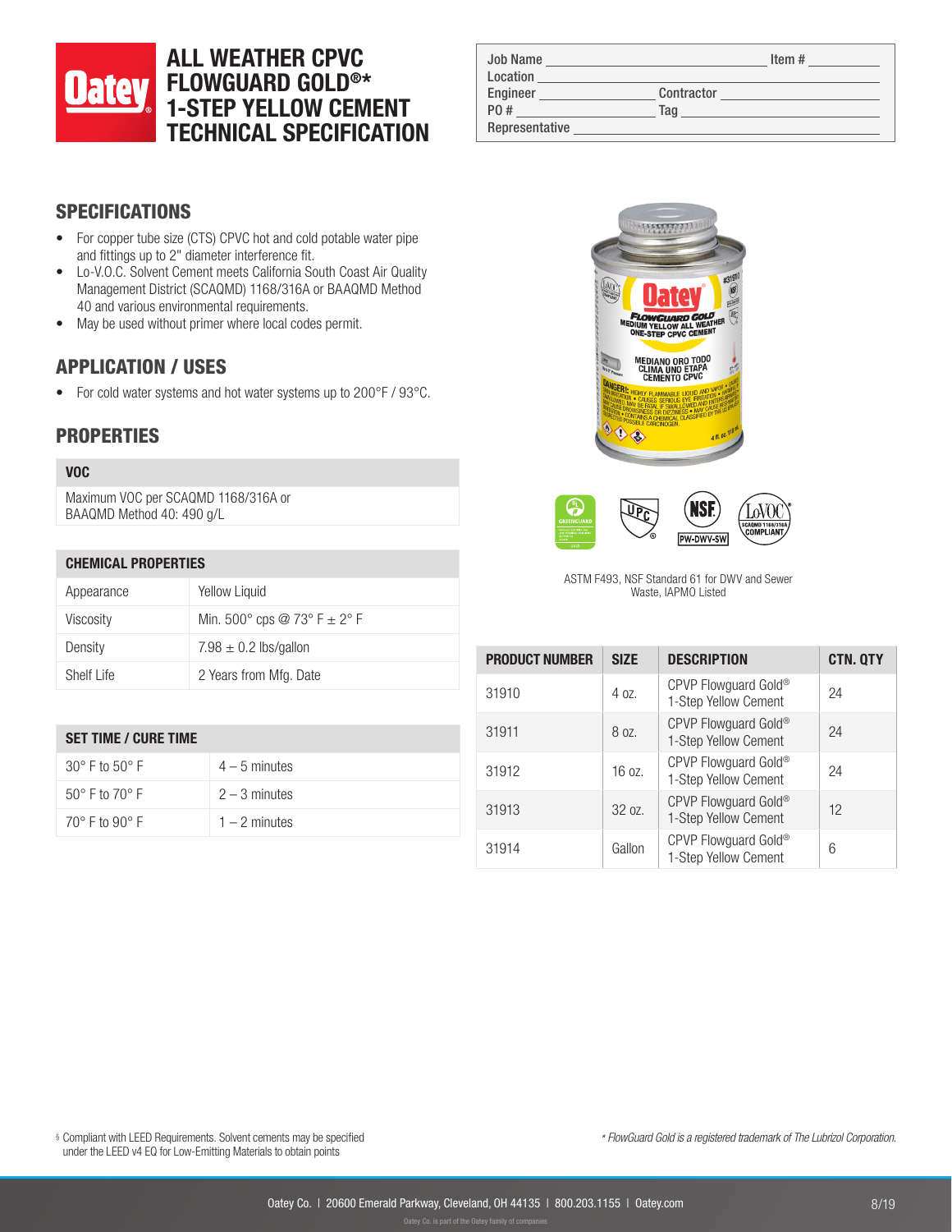# ALL WEATHER CPVC FLOWGUARD GOLD®* 1-STEP YELLOW CEMENT TECHNICAL SPECIFICATION

| | |
|---|---|
| Job Name | Item # |
| Location | |
| Engineer | Contractor |
| PO # | Tag |
| Representative | |

## SPECIFICATIONS

- For copper tube size (CTS) CPVC hot and cold potable water pipe and fittings up to 2" diameter interference fit.
- Lo-V.O.C. Solvent Cement meets California South Coast Air Quality Management District (SCAQMD) 1168/316A or BAAQMD Method 40 and various environmental requirements.
- May be used without primer where local codes permit.

## APPLICATION / USES

- For cold water systems and hot water systems up to 200°F / 93°C.

## PROPERTIES

| VOC |
|---|
| Maximum VOC per SCAQMD 1168/316A or BAAQMD Method 40: 490 g/L |

| CHEMICAL PROPERTIES | |
|---|---|
| Appearance | Yellow Liquid |
| Viscosity | Min. 500° cps @ 73° F ± 2° F |
| Density | 7.98 ± 0.2 lbs/gallon |
| Shelf Life | 2 Years from Mfg. Date |

| SET TIME / CURE TIME | |
|---|---|
| 30° F to 50° F | 4 – 5 minutes |
| 50° F to 70° F | 2 – 3 minutes |
| 70° F to 90° F | 1 – 2 minutes |

ASTM F493, NSF Standard 61 for DWV and Sewer Waste, IAPMO Listed

| PRODUCT NUMBER | SIZE | DESCRIPTION | CTN. QTY |
|---|---|---|---|
| 31910 | 4 oz. | CPVP Flowguard Gold® 1-Step Yellow Cement | 24 |
| 31911 | 8 oz. | CPVP Flowguard Gold® 1-Step Yellow Cement | 24 |
| 31912 | 16 oz. | CPVP Flowguard Gold® 1-Step Yellow Cement | 24 |
| 31913 | 32 oz. | CPVP Flowguard Gold® 1-Step Yellow Cement | 12 |
| 31914 | Gallon | CPVP Flowguard Gold® 1-Step Yellow Cement | 6 |

§ Compliant with LEED Requirements. Solvent cements may be specified under the LEED v4 EQ for Low-Emitting Materials to obtain points

*\* FlowGuard Gold is a registered trademark of The Lubrizol Corporation.*

Oatey Co. | 20600 Emerald Parkway, Cleveland, OH 44135 | 800.203.1155 | Oatey.com

Oatey Co. is part of the Oatey family of companies

8/19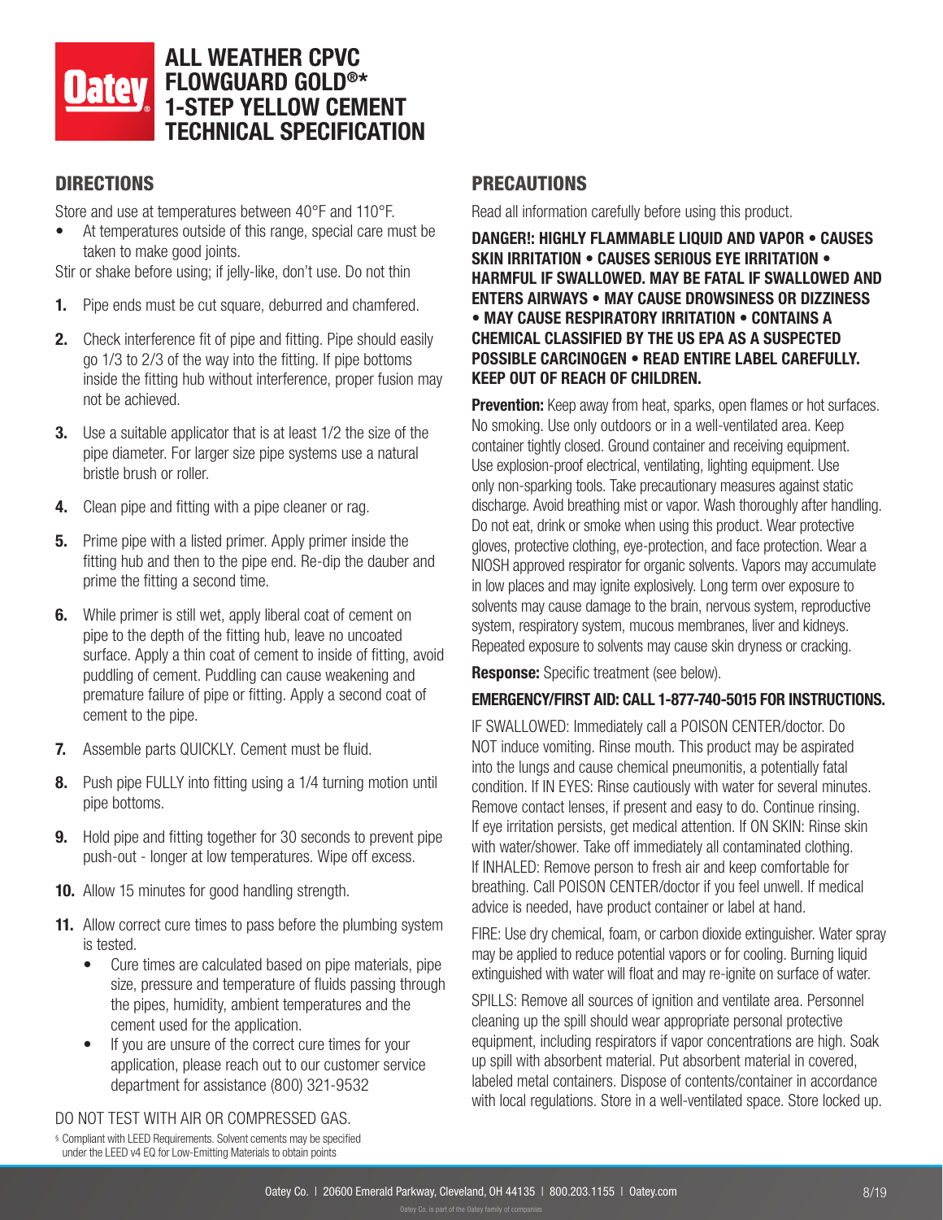# ALL WEATHER CPVC FLOWGUARD GOLD®* 1-STEP YELLOW CEMENT TECHNICAL SPECIFICATION

## DIRECTIONS

Store and use at temperatures between 40°F and 110°F.

- At temperatures outside of this range, special care must be taken to make good joints.

Stir or shake before using; if jelly-like, don't use. Do not thin

1. Pipe ends must be cut square, deburred and chamfered.
2. Check interference fit of pipe and fitting. Pipe should easily go 1/3 to 2/3 of the way into the fitting. If pipe bottoms inside the fitting hub without interference, proper fusion may not be achieved.
3. Use a suitable applicator that is at least 1/2 the size of the pipe diameter. For larger size pipe systems use a natural bristle brush or roller.
4. Clean pipe and fitting with a pipe cleaner or rag.
5. Prime pipe with a listed primer. Apply primer inside the fitting hub and then to the pipe end. Re-dip the dauber and prime the fitting a second time.
6. While primer is still wet, apply liberal coat of cement on pipe to the depth of the fitting hub, leave no uncoated surface. Apply a thin coat of cement to inside of fitting, avoid puddling of cement. Puddling can cause weakening and premature failure of pipe or fitting. Apply a second coat of cement to the pipe.
7. Assemble parts QUICKLY. Cement must be fluid.
8. Push pipe FULLY into fitting using a 1/4 turning motion until pipe bottoms.
9. Hold pipe and fitting together for 30 seconds to prevent pipe push-out - longer at low temperatures. Wipe off excess.
10. Allow 15 minutes for good handling strength.
11. Allow correct cure times to pass before the plumbing system is tested.
    - Cure times are calculated based on pipe materials, pipe size, pressure and temperature of fluids passing through the pipes, humidity, ambient temperatures and the cement used for the application.
    - If you are unsure of the correct cure times for your application, please reach out to our customer service department for assistance (800) 321-9532

DO NOT TEST WITH AIR OR COMPRESSED GAS.

§ Compliant with LEED Requirements. Solvent cements may be specified under the LEED v4 EQ for Low-Emitting Materials to obtain points

## PRECAUTIONS

Read all information carefully before using this product.

**DANGER!: HIGHLY FLAMMABLE LIQUID AND VAPOR • CAUSES SKIN IRRITATION • CAUSES SERIOUS EYE IRRITATION • HARMFUL IF SWALLOWED. MAY BE FATAL IF SWALLOWED AND ENTERS AIRWAYS • MAY CAUSE DROWSINESS OR DIZZINESS • MAY CAUSE RESPIRATORY IRRITATION • CONTAINS A CHEMICAL CLASSIFIED BY THE US EPA AS A SUSPECTED POSSIBLE CARCINOGEN • READ ENTIRE LABEL CAREFULLY. KEEP OUT OF REACH OF CHILDREN.**

**Prevention:** Keep away from heat, sparks, open flames or hot surfaces. No smoking. Use only outdoors or in a well-ventilated area. Keep container tightly closed. Ground container and receiving equipment. Use explosion-proof electrical, ventilating, lighting equipment. Use only non-sparking tools. Take precautionary measures against static discharge. Avoid breathing mist or vapor. Wash thoroughly after handling. Do not eat, drink or smoke when using this product. Wear protective gloves, protective clothing, eye-protection, and face protection. Wear a NIOSH approved respirator for organic solvents. Vapors may accumulate in low places and may ignite explosively. Long term over exposure to solvents may cause damage to the brain, nervous system, reproductive system, respiratory system, mucous membranes, liver and kidneys. Repeated exposure to solvents may cause skin dryness or cracking.

**Response:** Specific treatment (see below).

**EMERGENCY/FIRST AID: CALL 1-877-740-5015 FOR INSTRUCTIONS.**

IF SWALLOWED: Immediately call a POISON CENTER/doctor. Do NOT induce vomiting. Rinse mouth. This product may be aspirated into the lungs and cause chemical pneumonitis, a potentially fatal condition. If IN EYES: Rinse cautiously with water for several minutes. Remove contact lenses, if present and easy to do. Continue rinsing. If eye irritation persists, get medical attention. If ON SKIN: Rinse skin with water/shower. Take off immediately all contaminated clothing. If INHALED: Remove person to fresh air and keep comfortable for breathing. Call POISON CENTER/doctor if you feel unwell. If medical advice is needed, have product container or label at hand.

FIRE: Use dry chemical, foam, or carbon dioxide extinguisher. Water spray may be applied to reduce potential vapors or for cooling. Burning liquid extinguished with water will float and may re-ignite on surface of water.

SPILLS: Remove all sources of ignition and ventilate area. Personnel cleaning up the spill should wear appropriate personal protective equipment, including respirators if vapor concentrations are high. Soak up spill with absorbent material. Put absorbent material in covered, labeled metal containers. Dispose of contents/container in accordance with local regulations. Store in a well-ventilated space. Store locked up.

Oatey Co. | 20600 Emerald Parkway, Cleveland, OH 44135 | 800.203.1155 | Oatey.com

Oatey Co. is part of the Oatey family of companies

8/19